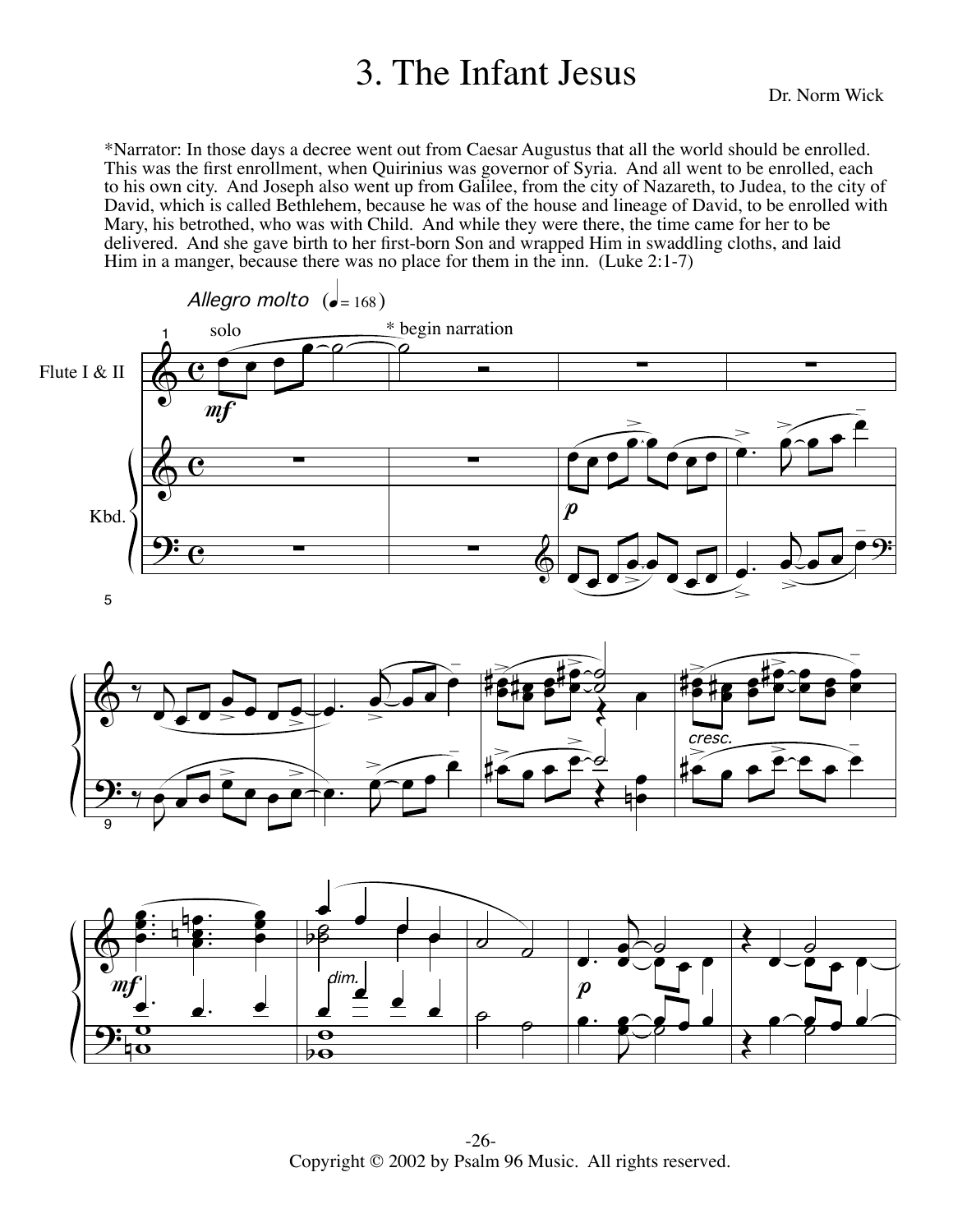# 3. The Infant Jesus

Dr. Norm Wick

*Narrator: In those days a decree went out from Caesar Augustus that all the world should be enrolled. This was the first enrollment, when Quirinius was governor of Syria. And all went to be enrolled, each to his own city. And Joseph also went up from Galilee, from the city of Nazareth, to Judea, to the city of David, which is called Bethlehem, because he was of the house and lineage of David, to be enrolled with Mary, his betrothed, who was with Child. And while they were there, the time came for her to be delivered. And she gave birth to her first-born Son and wrapped Him in swaddling cloths, and laid Him in a manger, because there was no place for them in the inn. (Luke 2:1-7)

Copyright © 2002 by Psalm 96 Music. All rights reserved.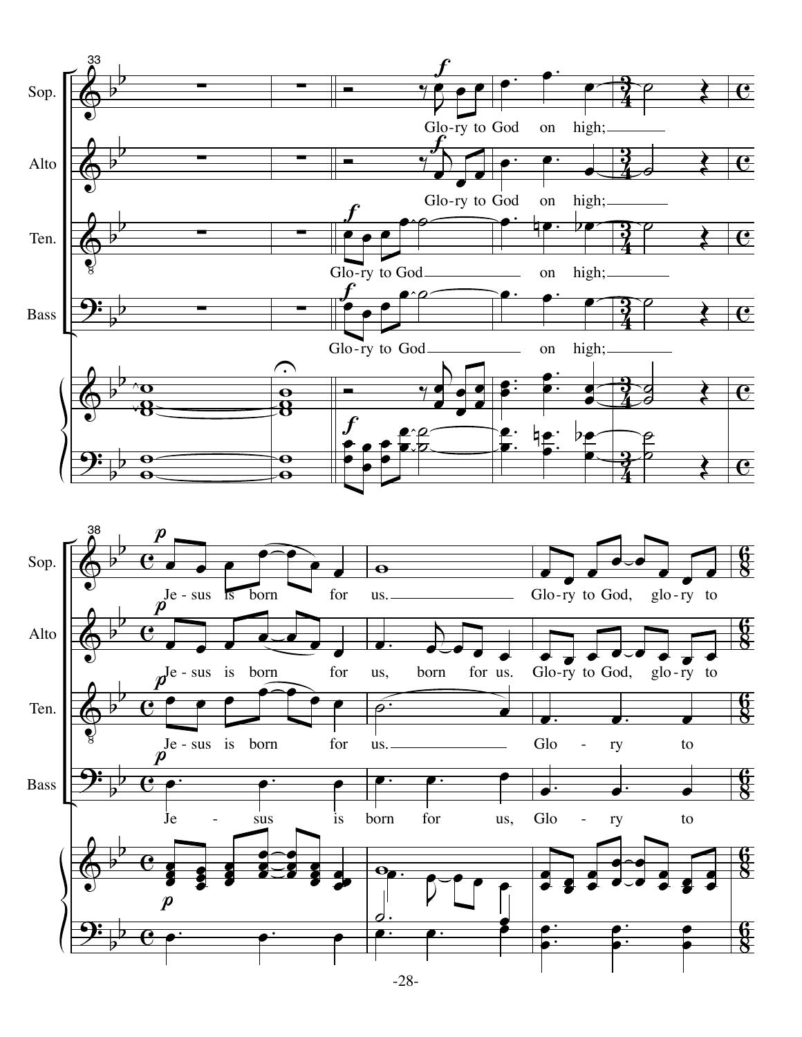Sop.: Glo-ry to God on high; Je-sus is born for us. Glo-ry to God, glo-ry to

Alto: Glo-ry to God on high; Je-sus is born for us, born for us. Glo-ry to God, glo-ry to

Ten.: Glo-ry to God on high; Je-sus is born for us. Glo - ry to

Bass: Glo-ry to God on high; Je - sus is born for us, Glo - ry to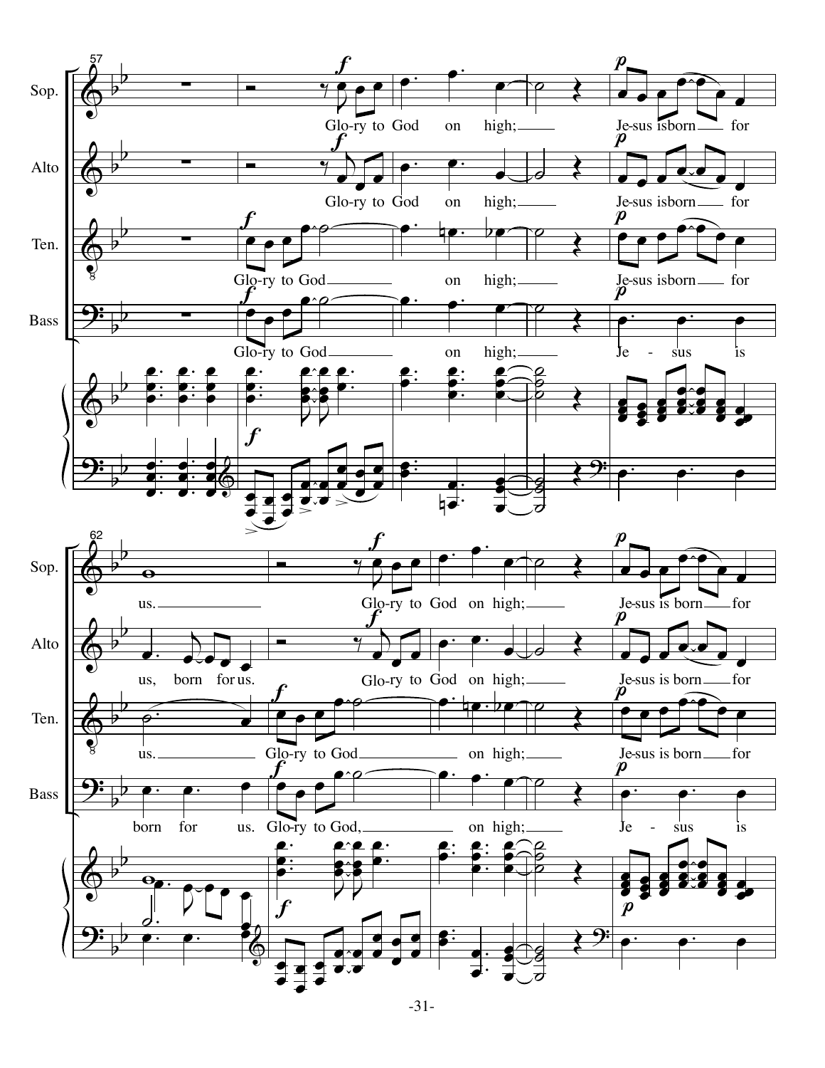Sop.

Alto

Ten.

Bass

57

Sop.: Glo-ry to God on high; Je-sus is born for

Alto: Glo-ry to God on high; Je-sus is born for

Ten.: Glo-ry to God on high; Je-sus is born for

Bass: Glo-ry to God on high; Je - sus is

62

Sop.: us. Glo-ry to God on high; Je-sus is born for

Alto: us, born for us. Glo-ry to God on high; Je-sus is born for

Ten.: us. Glo-ry to God on high; Je-sus is born for

Bass: born for us. Glo-ry to God, on high; Je - sus is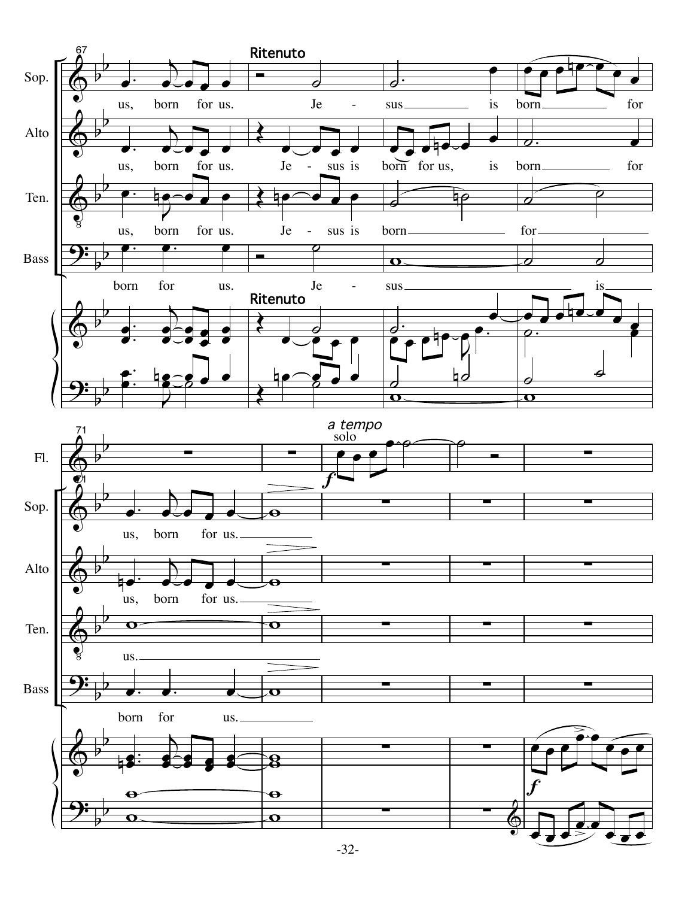67

**Ritenuto**

Sop.: us, born for us. Je - sus is born for

Alto: us, born for us. Je - sus is born for us, is born for

Ten.: us, born for us. Je - sus is born for

Bass: born for us. Je - sus is

**Ritenuto**

71

*a tempo*

solo

Fl.

Sop.: us, born for us.

Alto: us, born for us.

Ten.: us.

Bass: born for us.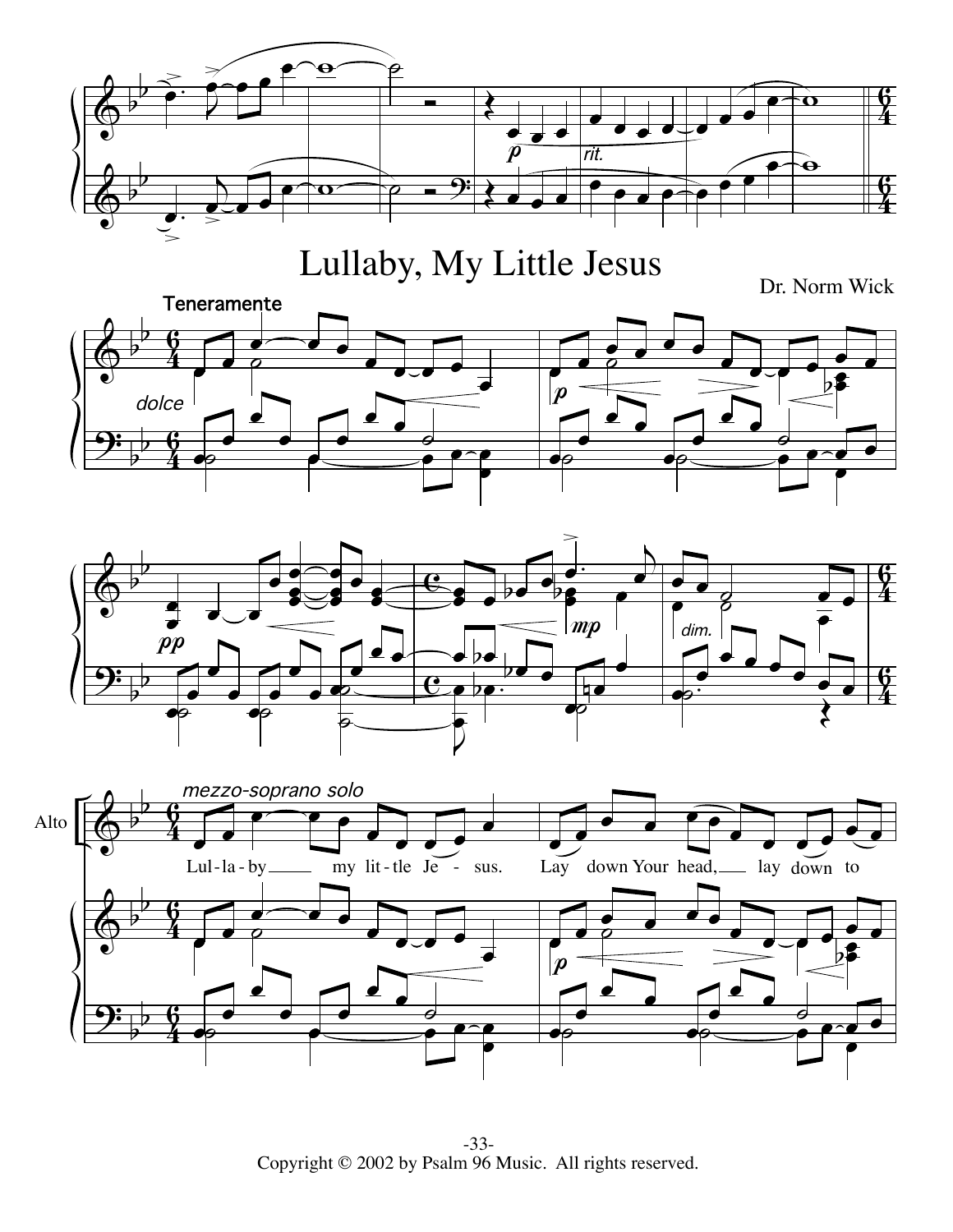# Lullaby, My Little Jesus

Dr. Norm Wick

Teneramente

dolce

mezzo-soprano solo

Alto

Lul - la - by my lit - tle Je - sus. Lay down Your head, lay down to

Copyright © 2002 by Psalm 96 Music. All rights reserved.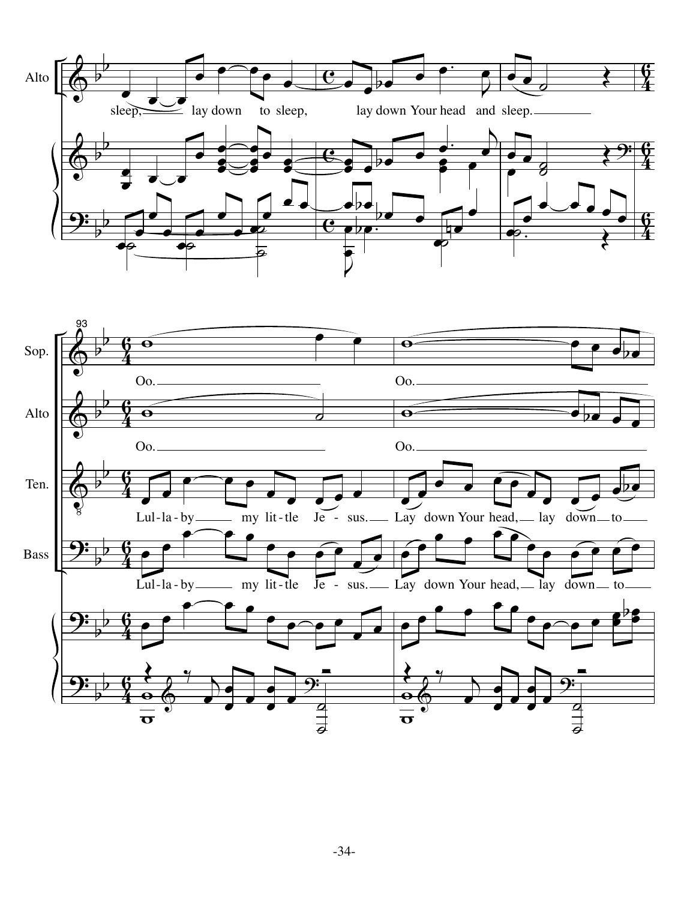Alto

sleep, lay down to sleep, lay down Your head and sleep.

93

Sop.

Oo. Oo.

Alto

Oo. Oo.

Ten.

Lul-la-by my lit-tle Je-sus. Lay down Your head, lay down to

Bass

Lul-la-by my lit-tle Je-sus. Lay down Your head, lay down to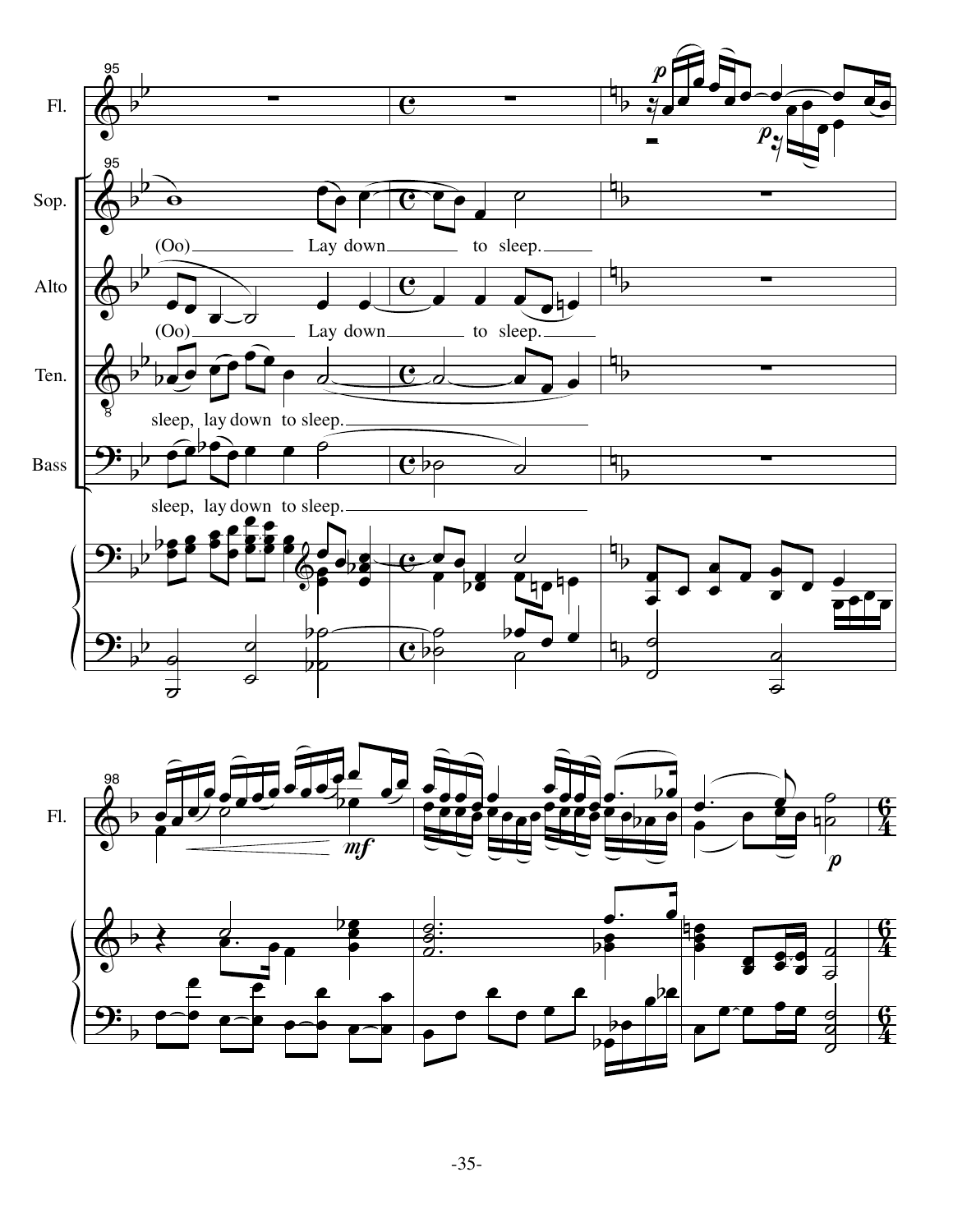(Oo) Lay down to sleep.

(Oo) Lay down to sleep.

sleep, lay down to sleep.

sleep, lay down to sleep.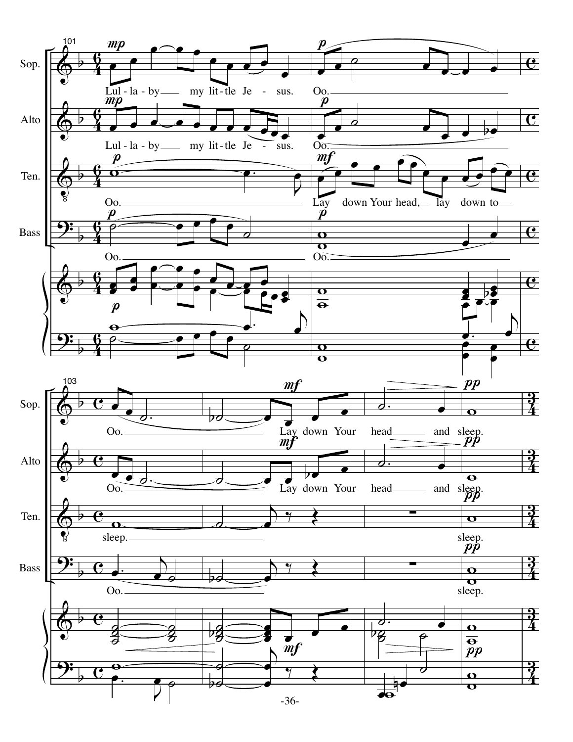Sop.: Lul - la - by my lit - tle Je - sus. Oo. Oo. Lay down Your head and sleep.

Alto: Lul - la - by my lit - tle Je - sus. Oo. Oo. Lay down Your head and sleep.

Ten.: Oo. Lay down Your head, lay down to sleep. sleep.

Bass: Oo. Oo. Oo. sleep.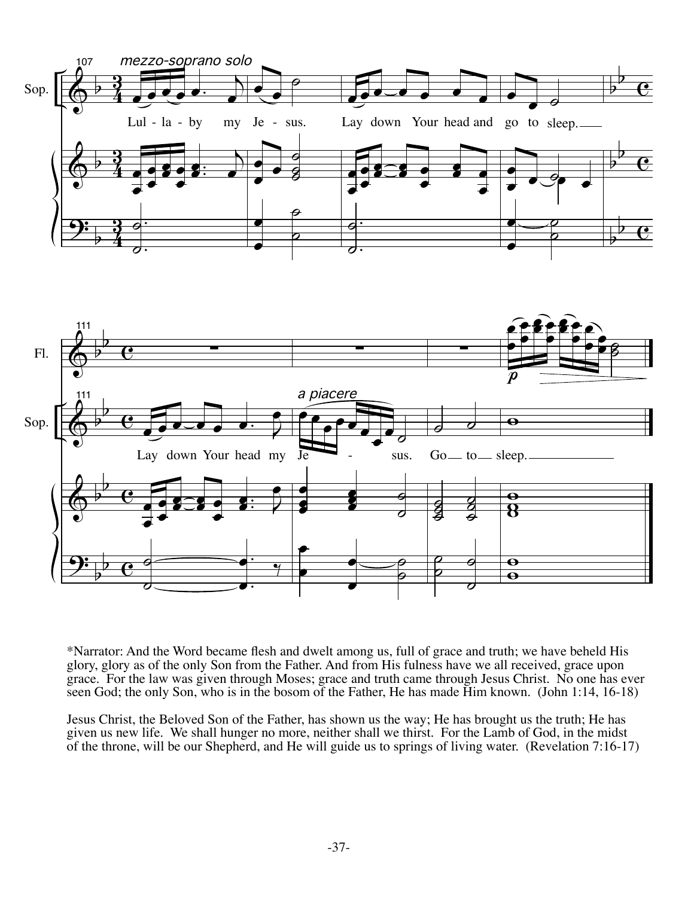*Narrator: And the Word became flesh and dwelt among us, full of grace and truth; we have beheld His glory, glory as of the only Son from the Father. And from His fulness have we all received, grace upon grace. For the law was given through Moses; grace and truth came through Jesus Christ. No one has ever seen God; the only Son, who is in the bosom of the Father, He has made Him known. (John 1:14, 16-18)

Jesus Christ, the Beloved Son of the Father, has shown us the way; He has brought us the truth; He has given us new life. We shall hunger no more, neither shall we thirst. For the Lamb of God, in the midst of the throne, will be our Shepherd, and He will guide us to springs of living water. (Revelation 7:16-17)